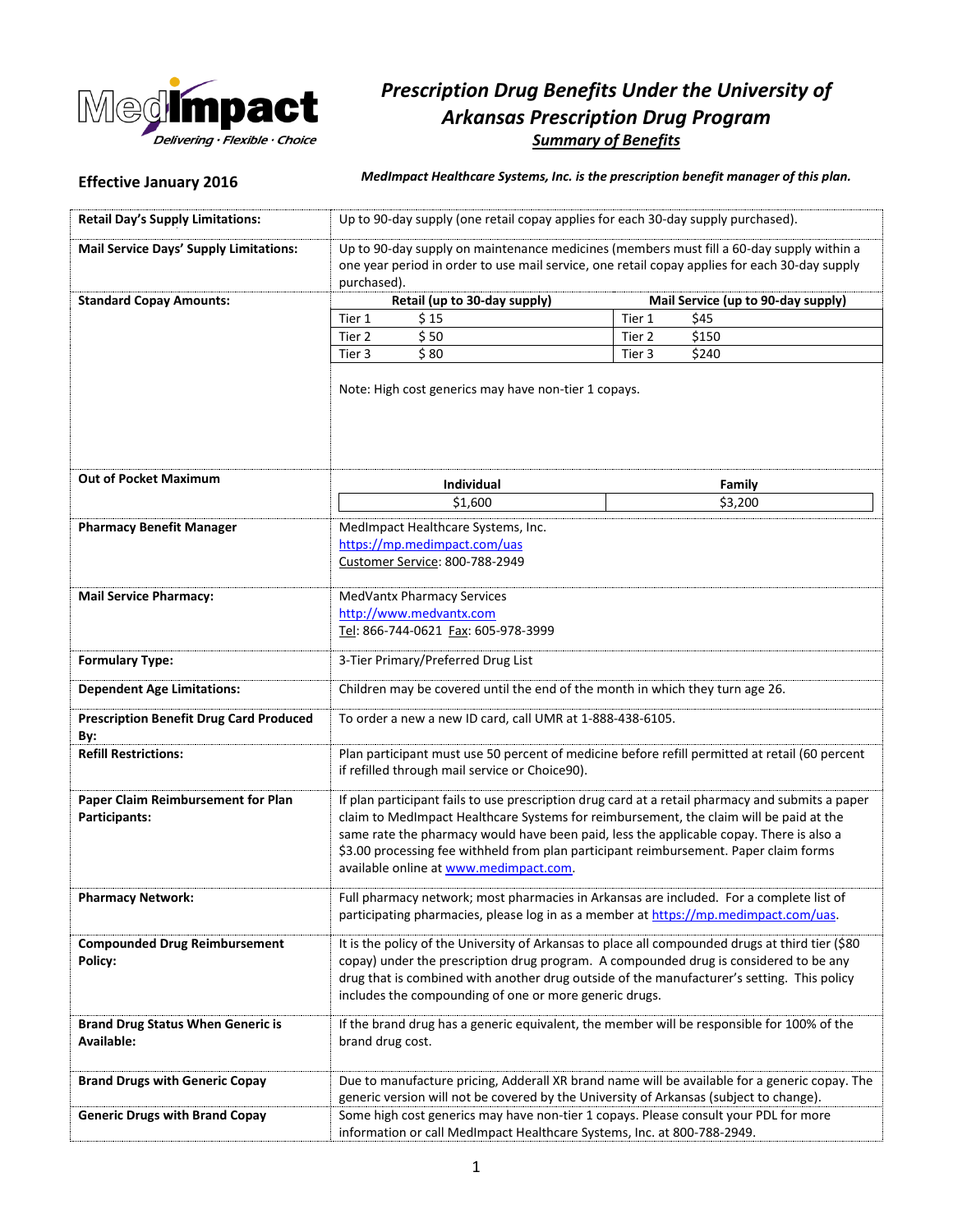MedImpact — *Delivering · Flexible · Choice*

# *Prescription Drug Benefits Under the University of Arkansas Prescription Drug Program*

## ***Summary of Benefits***

**Effective January 2016**

***MedImpact Healthcare Systems, Inc. is the prescription benefit manager of this plan.***

| | |
|---|---|
| **Retail Day's Supply Limitations:** | Up to 90-day supply (one retail copay applies for each 30-day supply purchased). |
| **Mail Service Days' Supply Limitations:** | Up to 90-day supply on maintenance medicines (members must fill a 60-day supply within a one year period in order to use mail service, one retail copay applies for each 30-day supply purchased). |
| **Standard Copay Amounts:** | **Retail (up to 30-day supply):** Tier 1 $ 15; Tier 2 $ 50; Tier 3 $ 80<br>**Mail Service (up to 90-day supply):** Tier 1 $45; Tier 2 $150; Tier 3 $240<br><br>Note: High cost generics may have non-tier 1 copays. |
| **Out of Pocket Maximum** | **Individual:** $1,600<br>**Family:** $3,200 |
| **Pharmacy Benefit Manager** | MedImpact Healthcare Systems, Inc.<br>https://mp.medimpact.com/uas<br>Customer Service: 800-788-2949 |
| **Mail Service Pharmacy:** | MedVantx Pharmacy Services<br>http://www.medvantx.com<br>Tel: 866-744-0621 Fax: 605-978-3999 |
| **Formulary Type:** | 3-Tier Primary/Preferred Drug List |
| **Dependent Age Limitations:** | Children may be covered until the end of the month in which they turn age 26. |
| **Prescription Benefit Drug Card Produced By:** | To order a new a new ID card, call UMR at 1-888-438-6105. |
| **Refill Restrictions:** | Plan participant must use 50 percent of medicine before refill permitted at retail (60 percent if refilled through mail service or Choice90). |
| **Paper Claim Reimbursement for Plan Participants:** | If plan participant fails to use prescription drug card at a retail pharmacy and submits a paper claim to MedImpact Healthcare Systems for reimbursement, the claim will be paid at the same rate the pharmacy would have been paid, less the applicable copay. There is also a $3.00 processing fee withheld from plan participant reimbursement. Paper claim forms available online at www.medimpact.com. |
| **Pharmacy Network:** | Full pharmacy network; most pharmacies in Arkansas are included. For a complete list of participating pharmacies, please log in as a member at https://mp.medimpact.com/uas. |
| **Compounded Drug Reimbursement Policy:** | It is the policy of the University of Arkansas to place all compounded drugs at third tier ($80 copay) under the prescription drug program. A compounded drug is considered to be any drug that is combined with another drug outside of the manufacturer's setting. This policy includes the compounding of one or more generic drugs. |
| **Brand Drug Status When Generic is Available:** | If the brand drug has a generic equivalent, the member will be responsible for 100% of the brand drug cost. |
| **Brand Drugs with Generic Copay** | Due to manufacture pricing, Adderall XR brand name will be available for a generic copay. The generic version will not be covered by the University of Arkansas (subject to change). |
| **Generic Drugs with Brand Copay** | Some high cost generics may have non-tier 1 copays. Please consult your PDL for more information or call MedImpact Healthcare Systems, Inc. at 800-788-2949. |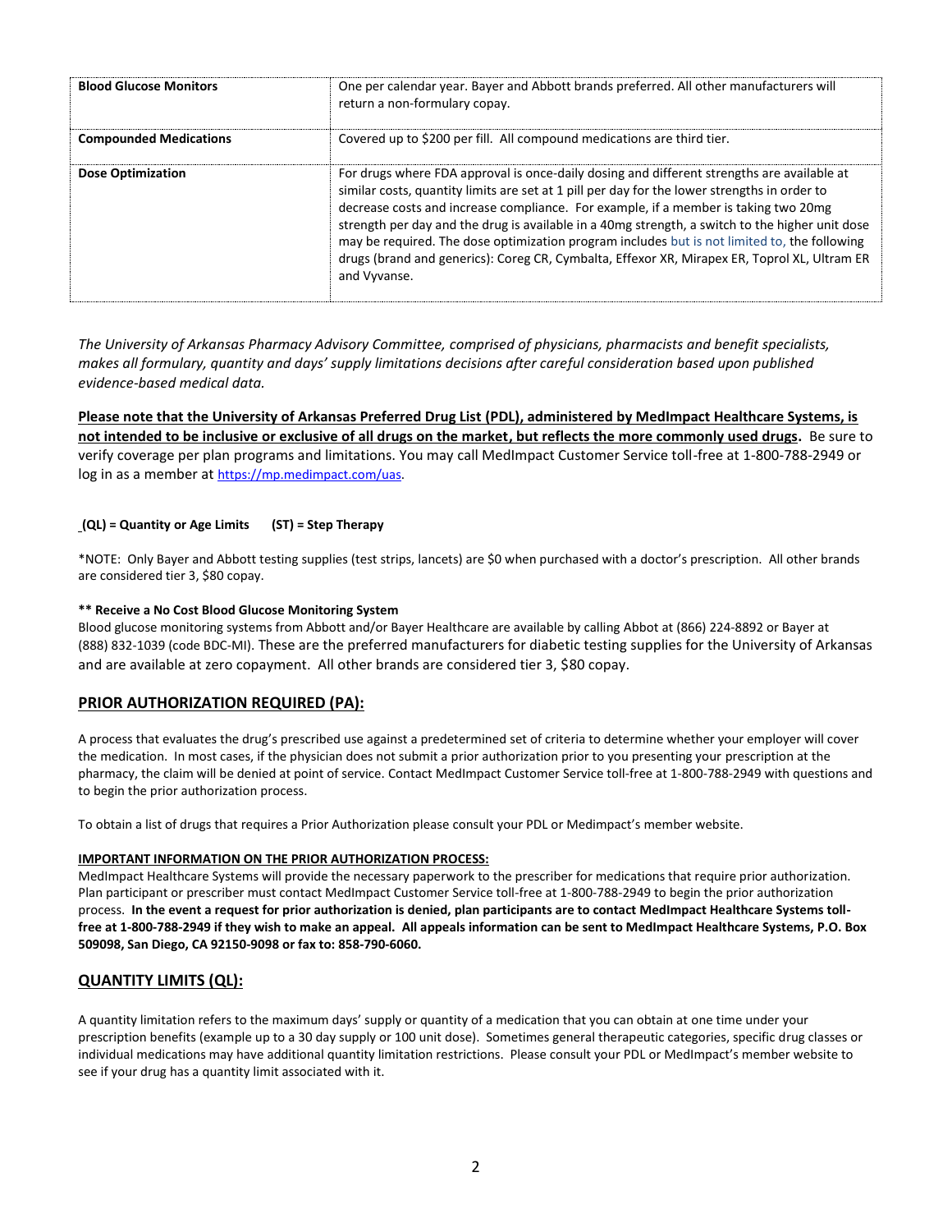| | |
|---|---|
| **Blood Glucose Monitors** | One per calendar year. Bayer and Abbott brands preferred. All other manufacturers will return a non-formulary copay. |
| **Compounded Medications** | Covered up to $200 per fill. All compound medications are third tier. |
| **Dose Optimization** | For drugs where FDA approval is once-daily dosing and different strengths are available at similar costs, quantity limits are set at 1 pill per day for the lower strengths in order to decrease costs and increase compliance. For example, if a member is taking two 20mg strength per day and the drug is available in a 40mg strength, a switch to the higher unit dose may be required. The dose optimization program includes but is not limited to, the following drugs (brand and generics): Coreg CR, Cymbalta, Effexor XR, Mirapex ER, Toprol XL, Ultram ER and Vyvanse. |

*The University of Arkansas Pharmacy Advisory Committee, comprised of physicians, pharmacists and benefit specialists, makes all formulary, quantity and days' supply limitations decisions after careful consideration based upon published evidence-based medical data.*

**Please note that the University of Arkansas Preferred Drug List (PDL), administered by MedImpact Healthcare Systems, is not intended to be inclusive or exclusive of all drugs on the market, but reflects the more commonly used drugs.** Be sure to verify coverage per plan programs and limitations. You may call MedImpact Customer Service toll-free at 1-800-788-2949 or log in as a member at https://mp.medimpact.com/uas.

**(QL) = Quantity or Age Limits (ST) = Step Therapy**

*NOTE: Only Bayer and Abbott testing supplies (test strips, lancets) are $0 when purchased with a doctor's prescription. All other brands are considered tier 3, $80 copay.

**** Receive a No Cost Blood Glucose Monitoring System**

Blood glucose monitoring systems from Abbott and/or Bayer Healthcare are available by calling Abbot at (866) 224-8892 or Bayer at (888) 832-1039 (code BDC-MI). These are the preferred manufacturers for diabetic testing supplies for the University of Arkansas and are available at zero copayment. All other brands are considered tier 3, $80 copay.

## PRIOR AUTHORIZATION REQUIRED (PA):

A process that evaluates the drug's prescribed use against a predetermined set of criteria to determine whether your employer will cover the medication. In most cases, if the physician does not submit a prior authorization prior to you presenting your prescription at the pharmacy, the claim will be denied at point of service. Contact MedImpact Customer Service toll-free at 1-800-788-2949 with questions and to begin the prior authorization process.

To obtain a list of drugs that requires a Prior Authorization please consult your PDL or Medimpact's member website.

**IMPORTANT INFORMATION ON THE PRIOR AUTHORIZATION PROCESS:**

MedImpact Healthcare Systems will provide the necessary paperwork to the prescriber for medications that require prior authorization. Plan participant or prescriber must contact MedImpact Customer Service toll-free at 1-800-788-2949 to begin the prior authorization process. **In the event a request for prior authorization is denied, plan participants are to contact MedImpact Healthcare Systems toll-free at 1-800-788-2949 if they wish to make an appeal. All appeals information can be sent to MedImpact Healthcare Systems, P.O. Box 509098, San Diego, CA 92150-9098 or fax to: 858-790-6060.**

## QUANTITY LIMITS (QL):

A quantity limitation refers to the maximum days' supply or quantity of a medication that you can obtain at one time under your prescription benefits (example up to a 30 day supply or 100 unit dose). Sometimes general therapeutic categories, specific drug classes or individual medications may have additional quantity limitation restrictions. Please consult your PDL or MedImpact's member website to see if your drug has a quantity limit associated with it.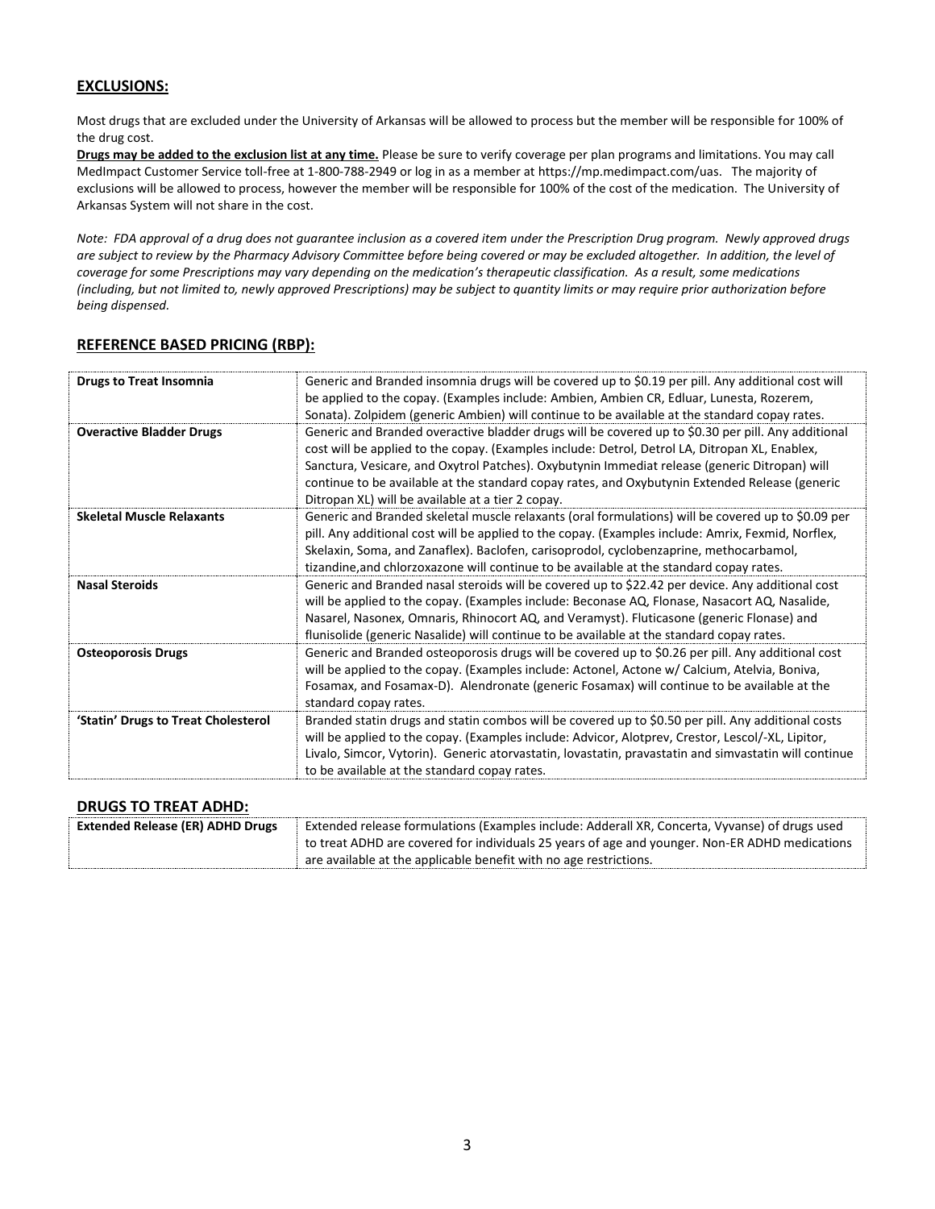## EXCLUSIONS:

Most drugs that are excluded under the University of Arkansas will be allowed to process but the member will be responsible for 100% of the drug cost.

**Drugs may be added to the exclusion list at any time.** Please be sure to verify coverage per plan programs and limitations. You may call MedImpact Customer Service toll-free at 1-800-788-2949 or log in as a member at https://mp.medimpact.com/uas. The majority of exclusions will be allowed to process, however the member will be responsible for 100% of the cost of the medication. The University of Arkansas System will not share in the cost.

*Note: FDA approval of a drug does not guarantee inclusion as a covered item under the Prescription Drug program. Newly approved drugs are subject to review by the Pharmacy Advisory Committee before being covered or may be excluded altogether. In addition, the level of coverage for some Prescriptions may vary depending on the medication's therapeutic classification. As a result, some medications (including, but not limited to, newly approved Prescriptions) may be subject to quantity limits or may require prior authorization before being dispensed.*

## REFERENCE BASED PRICING (RBP):

| | |
|---|---|
| **Drugs to Treat Insomnia** | Generic and Branded insomnia drugs will be covered up to $0.19 per pill. Any additional cost will be applied to the copay. (Examples include: Ambien, Ambien CR, Edluar, Lunesta, Rozerem, Sonata). Zolpidem (generic Ambien) will continue to be available at the standard copay rates. |
| **Overactive Bladder Drugs** | Generic and Branded overactive bladder drugs will be covered up to $0.30 per pill. Any additional cost will be applied to the copay. (Examples include: Detrol, Detrol LA, Ditropan XL, Enablex, Sanctura, Vesicare, and Oxytrol Patches). Oxybutynin Immediat release (generic Ditropan) will continue to be available at the standard copay rates, and Oxybutynin Extended Release (generic Ditropan XL) will be available at a tier 2 copay. |
| **Skeletal Muscle Relaxants** | Generic and Branded skeletal muscle relaxants (oral formulations) will be covered up to $0.09 per pill. Any additional cost will be applied to the copay. (Examples include: Amrix, Fexmid, Norflex, Skelaxin, Soma, and Zanaflex). Baclofen, carisoprodol, cyclobenzaprine, methocarbamol, tizandine,and chlorzoxazone will continue to be available at the standard copay rates. |
| **Nasal Steroids** | Generic and Branded nasal steroids will be covered up to $22.42 per device. Any additional cost will be applied to the copay. (Examples include: Beconase AQ, Flonase, Nasacort AQ, Nasalide, Nasarel, Nasonex, Omnaris, Rhinocort AQ, and Veramyst). Fluticasone (generic Flonase) and flunisolide (generic Nasalide) will continue to be available at the standard copay rates. |
| **Osteoporosis Drugs** | Generic and Branded osteoporosis drugs will be covered up to $0.26 per pill. Any additional cost will be applied to the copay. (Examples include: Actonel, Actone w/ Calcium, Atelvia, Boniva, Fosamax, and Fosamax-D). Alendronate (generic Fosamax) will continue to be available at the standard copay rates. |
| **'Statin' Drugs to Treat Cholesterol** | Branded statin drugs and statin combos will be covered up to $0.50 per pill. Any additional costs will be applied to the copay. (Examples include: Advicor, Alotprev, Crestor, Lescol/-XL, Lipitor, Livalo, Simcor, Vytorin). Generic atorvastatin, lovastatin, pravastatin and simvastatin will continue to be available at the standard copay rates. |

## DRUGS TO TREAT ADHD:

| | |
|---|---|
| **Extended Release (ER) ADHD Drugs** | Extended release formulations (Examples include: Adderall XR, Concerta, Vyvanse) of drugs used to treat ADHD are covered for individuals 25 years of age and younger. Non-ER ADHD medications are available at the applicable benefit with no age restrictions. |